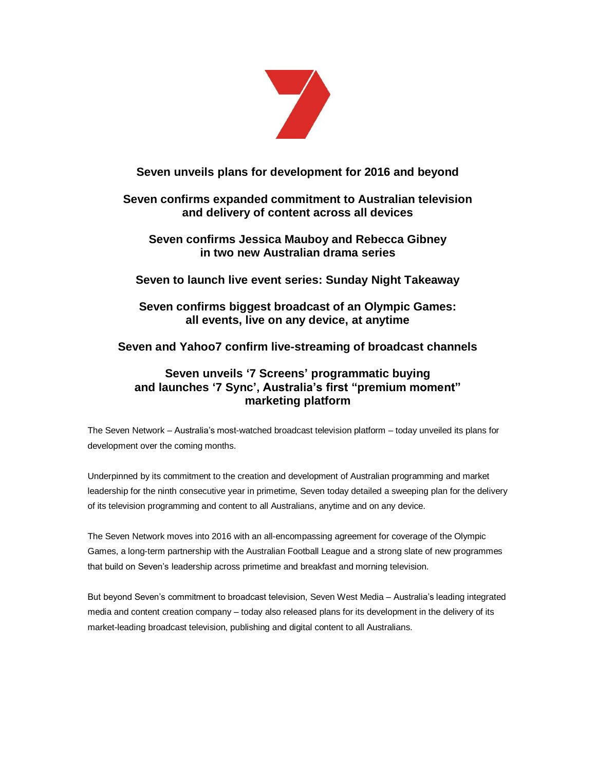## Seven unveils plans for development for 2016 and beyond

## Seven confirms expanded commitment to Australian television and delivery of content across all devices

## Seven confirms Jessica Mauboy and Rebecca Gibney in two new Australian drama series

## Seven to launch live event series: Sunday Night Takeaway

## Seven confirms biggest broadcast of an Olympic Games: all events, live on any device, at anytime

## Seven and Yahoo7 confirm live-streaming of broadcast channels

## Seven unveils '7 Screens' programmatic buying and launches '7 Sync', Australia's first "premium moment" marketing platform

The Seven Network – Australia's most-watched broadcast television platform – today unveiled its plans for development over the coming months.

Underpinned by its commitment to the creation and development of Australian programming and market leadership for the ninth consecutive year in primetime, Seven today detailed a sweeping plan for the delivery of its television programming and content to all Australians, anytime and on any device.

The Seven Network moves into 2016 with an all-encompassing agreement for coverage of the Olympic Games, a long-term partnership with the Australian Football League and a strong slate of new programmes that build on Seven's leadership across primetime and breakfast and morning television.

But beyond Seven's commitment to broadcast television, Seven West Media – Australia's leading integrated media and content creation company – today also released plans for its development in the delivery of its market-leading broadcast television, publishing and digital content to all Australians.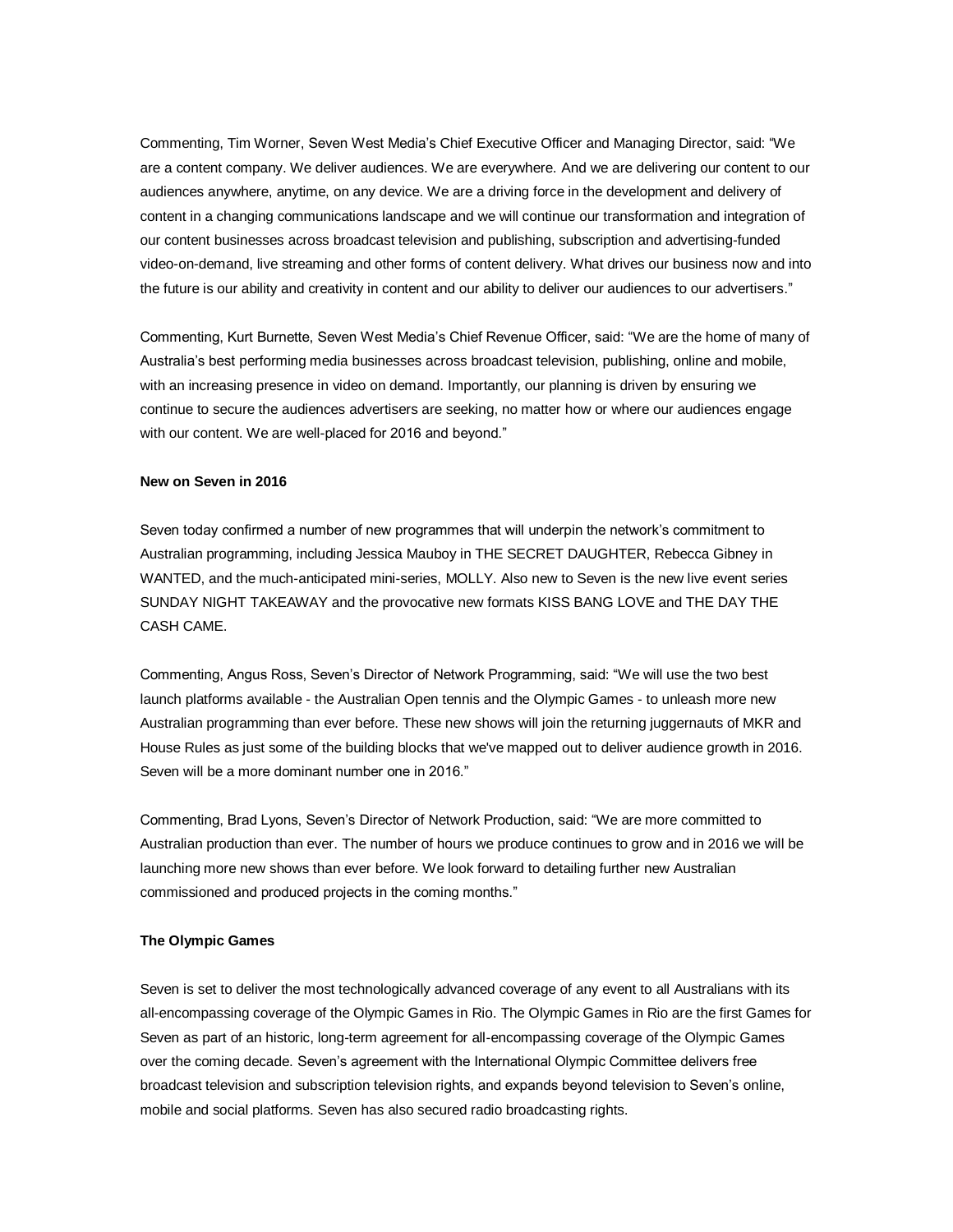Commenting, Tim Worner, Seven West Media's Chief Executive Officer and Managing Director, said: "We are a content company. We deliver audiences. We are everywhere. And we are delivering our content to our audiences anywhere, anytime, on any device. We are a driving force in the development and delivery of content in a changing communications landscape and we will continue our transformation and integration of our content businesses across broadcast television and publishing, subscription and advertising-funded video-on-demand, live streaming and other forms of content delivery. What drives our business now and into the future is our ability and creativity in content and our ability to deliver our audiences to our advertisers."

Commenting, Kurt Burnette, Seven West Media's Chief Revenue Officer, said: "We are the home of many of Australia's best performing media businesses across broadcast television, publishing, online and mobile, with an increasing presence in video on demand. Importantly, our planning is driven by ensuring we continue to secure the audiences advertisers are seeking, no matter how or where our audiences engage with our content. We are well-placed for 2016 and beyond."

**New on Seven in 2016**

Seven today confirmed a number of new programmes that will underpin the network's commitment to Australian programming, including Jessica Mauboy in THE SECRET DAUGHTER, Rebecca Gibney in WANTED, and the much-anticipated mini-series, MOLLY. Also new to Seven is the new live event series SUNDAY NIGHT TAKEAWAY and the provocative new formats KISS BANG LOVE and THE DAY THE CASH CAME.

Commenting, Angus Ross, Seven's Director of Network Programming, said: "We will use the two best launch platforms available - the Australian Open tennis and the Olympic Games - to unleash more new Australian programming than ever before. These new shows will join the returning juggernauts of MKR and House Rules as just some of the building blocks that we've mapped out to deliver audience growth in 2016. Seven will be a more dominant number one in 2016."

Commenting, Brad Lyons, Seven's Director of Network Production, said: "We are more committed to Australian production than ever. The number of hours we produce continues to grow and in 2016 we will be launching more new shows than ever before. We look forward to detailing further new Australian commissioned and produced projects in the coming months."

**The Olympic Games**

Seven is set to deliver the most technologically advanced coverage of any event to all Australians with its all-encompassing coverage of the Olympic Games in Rio. The Olympic Games in Rio are the first Games for Seven as part of an historic, long-term agreement for all-encompassing coverage of the Olympic Games over the coming decade. Seven's agreement with the International Olympic Committee delivers free broadcast television and subscription television rights, and expands beyond television to Seven's online, mobile and social platforms. Seven has also secured radio broadcasting rights.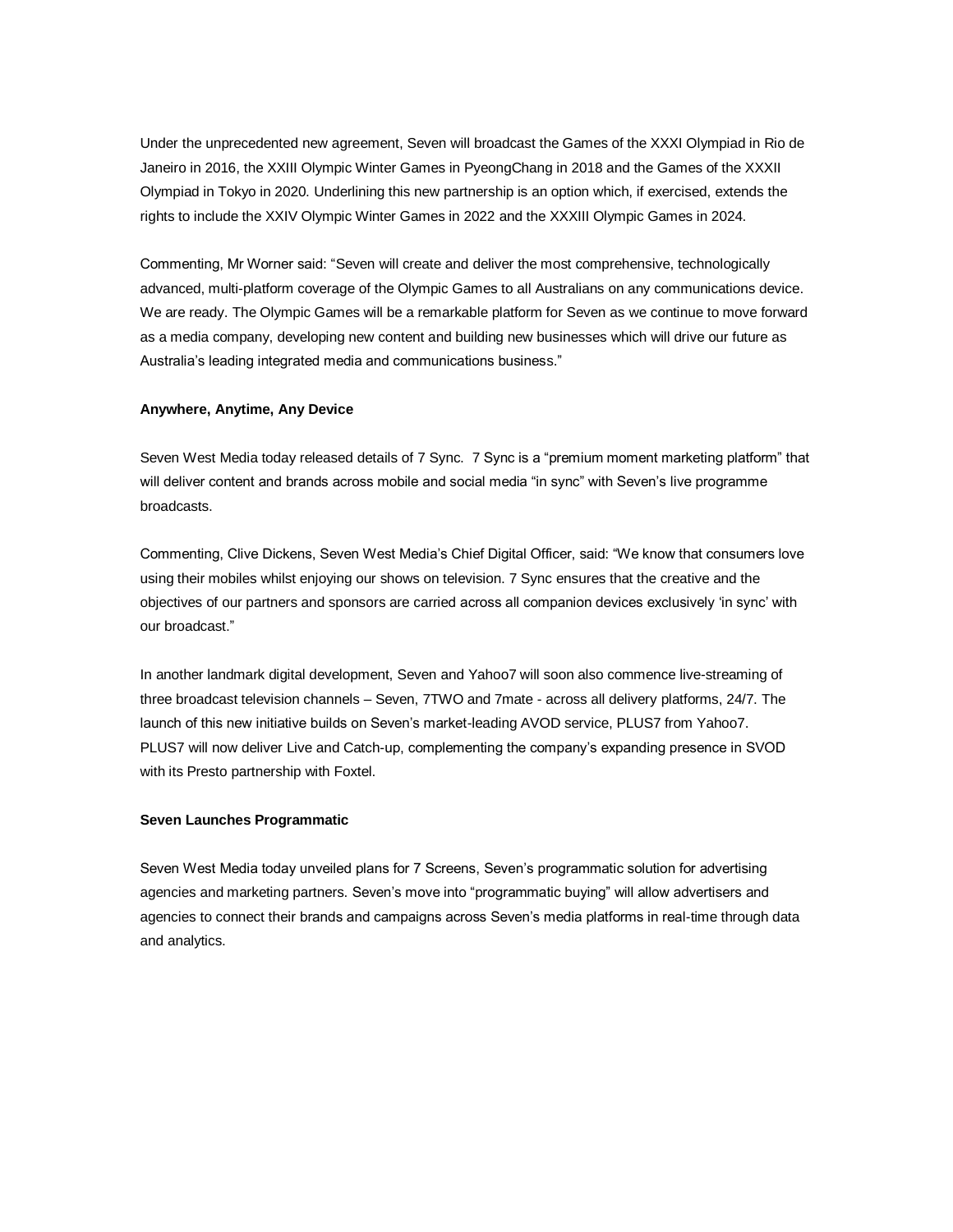Under the unprecedented new agreement, Seven will broadcast the Games of the XXXI Olympiad in Rio de Janeiro in 2016, the XXIII Olympic Winter Games in PyeongChang in 2018 and the Games of the XXXII Olympiad in Tokyo in 2020. Underlining this new partnership is an option which, if exercised, extends the rights to include the XXIV Olympic Winter Games in 2022 and the XXXIII Olympic Games in 2024.

Commenting, Mr Worner said: "Seven will create and deliver the most comprehensive, technologically advanced, multi-platform coverage of the Olympic Games to all Australians on any communications device. We are ready. The Olympic Games will be a remarkable platform for Seven as we continue to move forward as a media company, developing new content and building new businesses which will drive our future as Australia's leading integrated media and communications business."

**Anywhere, Anytime, Any Device**

Seven West Media today released details of 7 Sync. 7 Sync is a "premium moment marketing platform" that will deliver content and brands across mobile and social media "in sync" with Seven's live programme broadcasts.

Commenting, Clive Dickens, Seven West Media's Chief Digital Officer, said: "We know that consumers love using their mobiles whilst enjoying our shows on television. 7 Sync ensures that the creative and the objectives of our partners and sponsors are carried across all companion devices exclusively 'in sync' with our broadcast."

In another landmark digital development, Seven and Yahoo7 will soon also commence live-streaming of three broadcast television channels – Seven, 7TWO and 7mate - across all delivery platforms, 24/7. The launch of this new initiative builds on Seven's market-leading AVOD service, PLUS7 from Yahoo7. PLUS7 will now deliver Live and Catch-up, complementing the company's expanding presence in SVOD with its Presto partnership with Foxtel.

**Seven Launches Programmatic**

Seven West Media today unveiled plans for 7 Screens, Seven's programmatic solution for advertising agencies and marketing partners. Seven's move into "programmatic buying" will allow advertisers and agencies to connect their brands and campaigns across Seven's media platforms in real-time through data and analytics.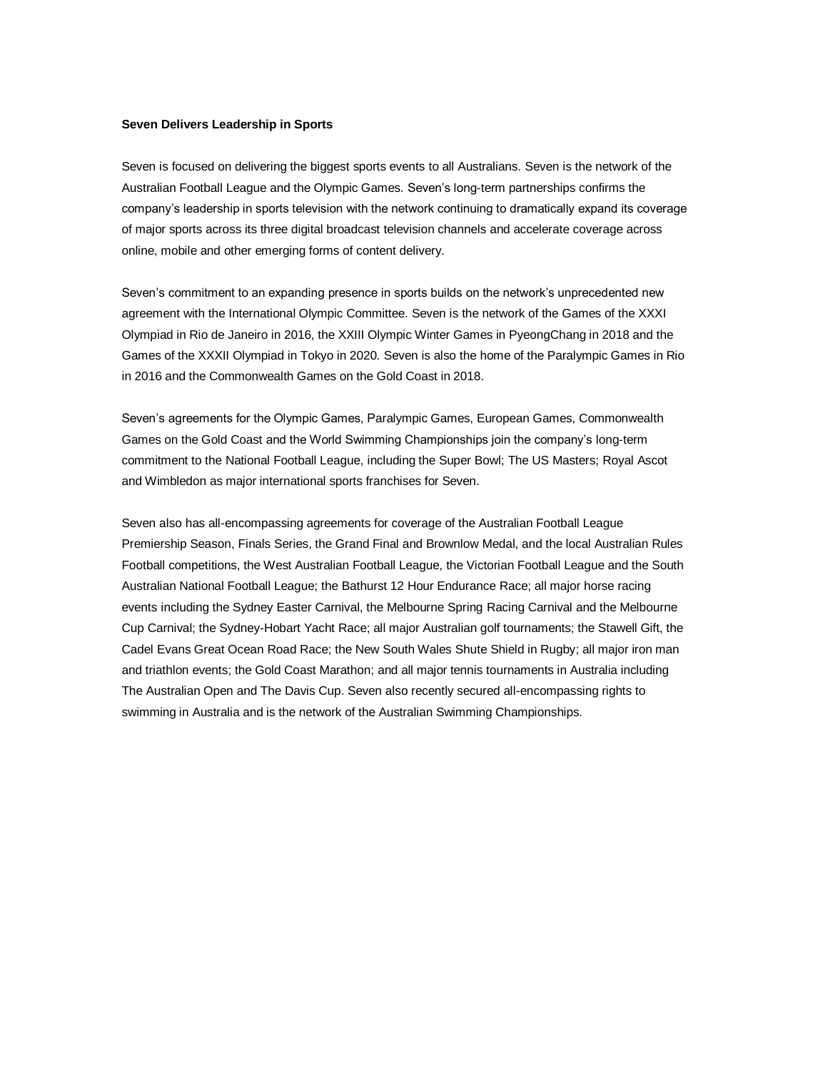**Seven Delivers Leadership in Sports**

Seven is focused on delivering the biggest sports events to all Australians. Seven is the network of the Australian Football League and the Olympic Games. Seven's long-term partnerships confirms the company's leadership in sports television with the network continuing to dramatically expand its coverage of major sports across its three digital broadcast television channels and accelerate coverage across online, mobile and other emerging forms of content delivery.

Seven's commitment to an expanding presence in sports builds on the network's unprecedented new agreement with the International Olympic Committee. Seven is the network of the Games of the XXXI Olympiad in Rio de Janeiro in 2016, the XXIII Olympic Winter Games in PyeongChang in 2018 and the Games of the XXXII Olympiad in Tokyo in 2020. Seven is also the home of the Paralympic Games in Rio in 2016 and the Commonwealth Games on the Gold Coast in 2018.

Seven's agreements for the Olympic Games, Paralympic Games, European Games, Commonwealth Games on the Gold Coast and the World Swimming Championships join the company's long-term commitment to the National Football League, including the Super Bowl; The US Masters; Royal Ascot and Wimbledon as major international sports franchises for Seven.

Seven also has all-encompassing agreements for coverage of the Australian Football League Premiership Season, Finals Series, the Grand Final and Brownlow Medal, and the local Australian Rules Football competitions, the West Australian Football League, the Victorian Football League and the South Australian National Football League; the Bathurst 12 Hour Endurance Race; all major horse racing events including the Sydney Easter Carnival, the Melbourne Spring Racing Carnival and the Melbourne Cup Carnival; the Sydney-Hobart Yacht Race; all major Australian golf tournaments; the Stawell Gift, the Cadel Evans Great Ocean Road Race; the New South Wales Shute Shield in Rugby; all major iron man and triathlon events; the Gold Coast Marathon; and all major tennis tournaments in Australia including The Australian Open and The Davis Cup. Seven also recently secured all-encompassing rights to swimming in Australia and is the network of the Australian Swimming Championships.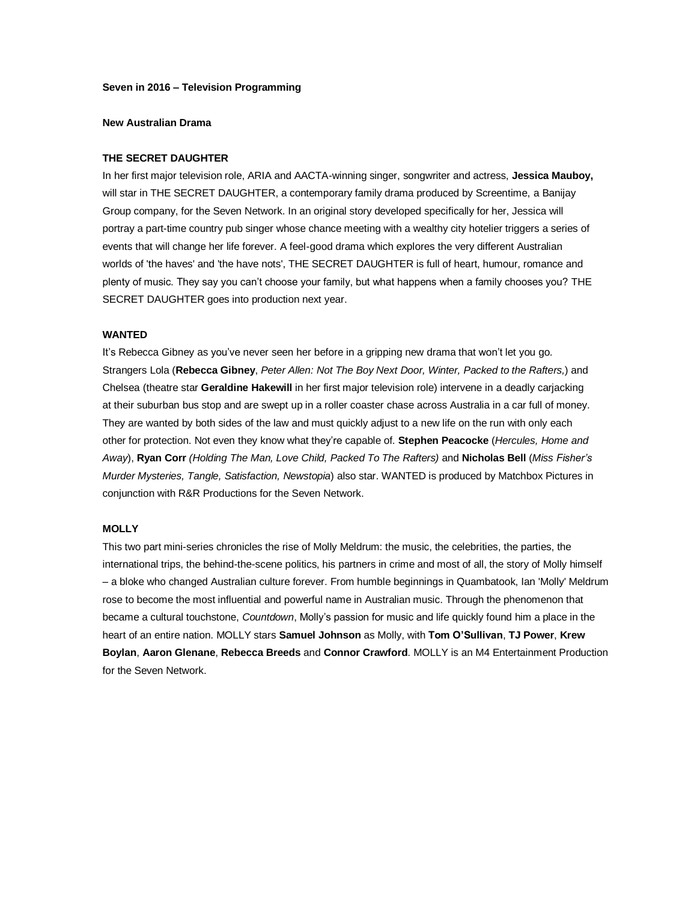**Seven in 2016 – Television Programming**

**New Australian Drama**

**THE SECRET DAUGHTER**

In her first major television role, ARIA and AACTA-winning singer, songwriter and actress, **Jessica Mauboy,** will star in THE SECRET DAUGHTER, a contemporary family drama produced by Screentime, a Banijay Group company, for the Seven Network. In an original story developed specifically for her, Jessica will portray a part-time country pub singer whose chance meeting with a wealthy city hotelier triggers a series of events that will change her life forever. A feel-good drama which explores the very different Australian worlds of 'the haves' and 'the have nots', THE SECRET DAUGHTER is full of heart, humour, romance and plenty of music. They say you can't choose your family, but what happens when a family chooses you? THE SECRET DAUGHTER goes into production next year.

**WANTED**

It's Rebecca Gibney as you've never seen her before in a gripping new drama that won't let you go. Strangers Lola (**Rebecca Gibney**, *Peter Allen: Not The Boy Next Door, Winter, Packed to the Rafters,*) and Chelsea (theatre star **Geraldine Hakewill** in her first major television role) intervene in a deadly carjacking at their suburban bus stop and are swept up in a roller coaster chase across Australia in a car full of money. They are wanted by both sides of the law and must quickly adjust to a new life on the run with only each other for protection. Not even they know what they're capable of. **Stephen Peacocke** (*Hercules, Home and Away*), **Ryan Corr** *(Holding The Man, Love Child, Packed To The Rafters)* and **Nicholas Bell** (*Miss Fisher's Murder Mysteries, Tangle, Satisfaction, Newstopia*) also star. WANTED is produced by Matchbox Pictures in conjunction with R&R Productions for the Seven Network.

**MOLLY**

This two part mini-series chronicles the rise of Molly Meldrum: the music, the celebrities, the parties, the international trips, the behind-the-scene politics, his partners in crime and most of all, the story of Molly himself – a bloke who changed Australian culture forever. From humble beginnings in Quambatook, Ian 'Molly' Meldrum rose to become the most influential and powerful name in Australian music. Through the phenomenon that became a cultural touchstone, *Countdown*, Molly's passion for music and life quickly found him a place in the heart of an entire nation. MOLLY stars **Samuel Johnson** as Molly, with **Tom O'Sullivan**, **TJ Power**, **Krew Boylan**, **Aaron Glenane**, **Rebecca Breeds** and **Connor Crawford**. MOLLY is an M4 Entertainment Production for the Seven Network.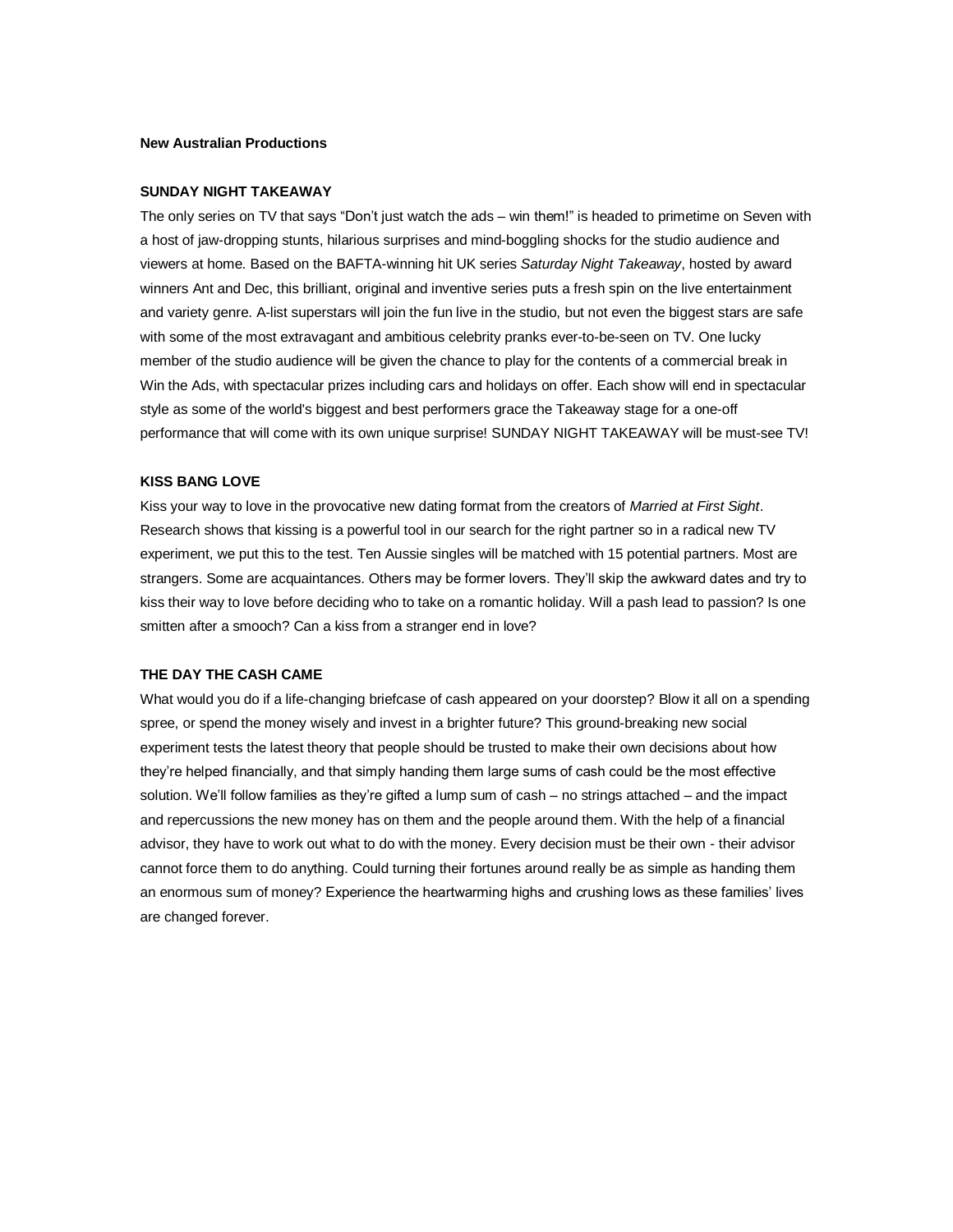**New Australian Productions**

**SUNDAY NIGHT TAKEAWAY**

The only series on TV that says "Don't just watch the ads – win them!" is headed to primetime on Seven with a host of jaw-dropping stunts, hilarious surprises and mind-boggling shocks for the studio audience and viewers at home. Based on the BAFTA-winning hit UK series *Saturday Night Takeaway*, hosted by award winners Ant and Dec, this brilliant, original and inventive series puts a fresh spin on the live entertainment and variety genre. A-list superstars will join the fun live in the studio, but not even the biggest stars are safe with some of the most extravagant and ambitious celebrity pranks ever-to-be-seen on TV. One lucky member of the studio audience will be given the chance to play for the contents of a commercial break in Win the Ads, with spectacular prizes including cars and holidays on offer. Each show will end in spectacular style as some of the world's biggest and best performers grace the Takeaway stage for a one-off performance that will come with its own unique surprise! SUNDAY NIGHT TAKEAWAY will be must-see TV!

**KISS BANG LOVE**

Kiss your way to love in the provocative new dating format from the creators of *Married at First Sight*. Research shows that kissing is a powerful tool in our search for the right partner so in a radical new TV experiment, we put this to the test. Ten Aussie singles will be matched with 15 potential partners. Most are strangers. Some are acquaintances. Others may be former lovers. They'll skip the awkward dates and try to kiss their way to love before deciding who to take on a romantic holiday. Will a pash lead to passion? Is one smitten after a smooch? Can a kiss from a stranger end in love?

**THE DAY THE CASH CAME**

What would you do if a life-changing briefcase of cash appeared on your doorstep? Blow it all on a spending spree, or spend the money wisely and invest in a brighter future? This ground-breaking new social experiment tests the latest theory that people should be trusted to make their own decisions about how they're helped financially, and that simply handing them large sums of cash could be the most effective solution. We'll follow families as they're gifted a lump sum of cash – no strings attached – and the impact and repercussions the new money has on them and the people around them. With the help of a financial advisor, they have to work out what to do with the money. Every decision must be their own - their advisor cannot force them to do anything. Could turning their fortunes around really be as simple as handing them an enormous sum of money? Experience the heartwarming highs and crushing lows as these families' lives are changed forever.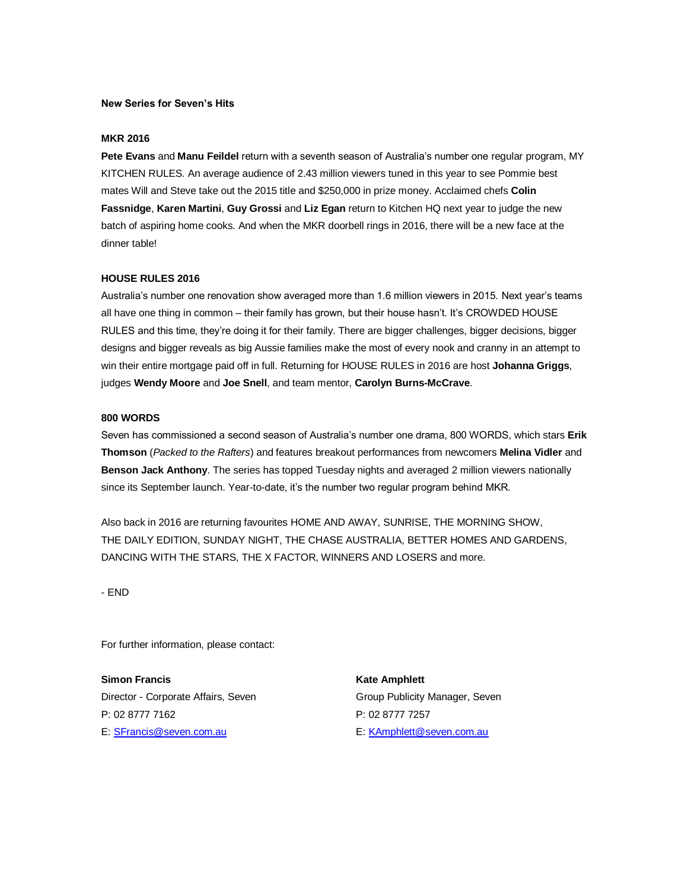**New Series for Seven's Hits**

**MKR 2016**

**Pete Evans** and **Manu Feildel** return with a seventh season of Australia's number one regular program, MY KITCHEN RULES. An average audience of 2.43 million viewers tuned in this year to see Pommie best mates Will and Steve take out the 2015 title and $250,000 in prize money. Acclaimed chefs **Colin Fassnidge**, **Karen Martini**, **Guy Grossi** and **Liz Egan** return to Kitchen HQ next year to judge the new batch of aspiring home cooks. And when the MKR doorbell rings in 2016, there will be a new face at the dinner table!

**HOUSE RULES 2016**

Australia's number one renovation show averaged more than 1.6 million viewers in 2015. Next year's teams all have one thing in common – their family has grown, but their house hasn't. It's CROWDED HOUSE RULES and this time, they're doing it for their family. There are bigger challenges, bigger decisions, bigger designs and bigger reveals as big Aussie families make the most of every nook and cranny in an attempt to win their entire mortgage paid off in full. Returning for HOUSE RULES in 2016 are host **Johanna Griggs**, judges **Wendy Moore** and **Joe Snell**, and team mentor, **Carolyn Burns-McCrave**.

**800 WORDS**

Seven has commissioned a second season of Australia's number one drama, 800 WORDS, which stars **Erik Thomson** (*Packed to the Rafters*) and features breakout performances from newcomers **Melina Vidler** and **Benson Jack Anthony**. The series has topped Tuesday nights and averaged 2 million viewers nationally since its September launch. Year-to-date, it's the number two regular program behind MKR.

Also back in 2016 are returning favourites HOME AND AWAY, SUNRISE, THE MORNING SHOW, THE DAILY EDITION, SUNDAY NIGHT, THE CHASE AUSTRALIA, BETTER HOMES AND GARDENS, DANCING WITH THE STARS, THE X FACTOR, WINNERS AND LOSERS and more.

- END

For further information, please contact:

**Simon Francis**
Director - Corporate Affairs, Seven
P: 02 8777 7162
E: SFrancis@seven.com.au

**Kate Amphlett**
Group Publicity Manager, Seven
P: 02 8777 7257
E: KAmphlett@seven.com.au